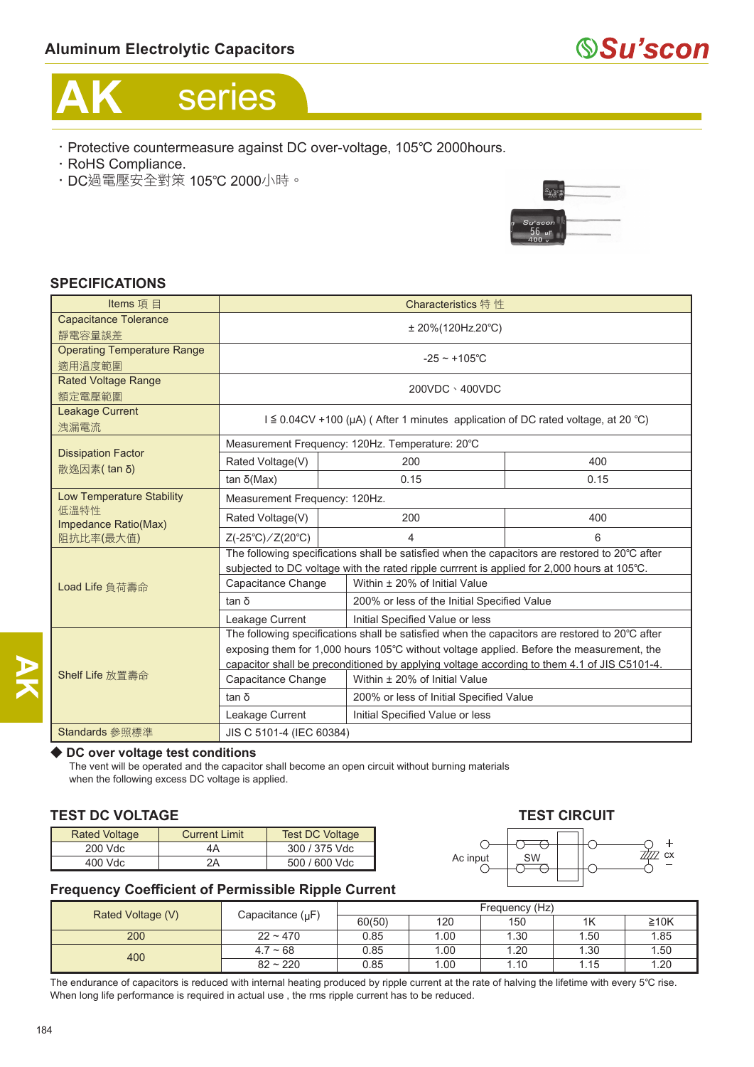# Aluminum Electrolytic Capacitors

# AK series

- Protective countermeasure against DC over-voltage, 105℃ 2000hours.
- RoHS Compliance.
- DC過電壓安全對策 105℃ 2000小時。

## SPECIFICATIONS

| Items 項 目 | Characteristics 特 性 | | |
|---|---|---|---|
| Capacitance Tolerance 靜電容量誤差 | ± 20%(120Hz.20℃) | | |
| Operating Temperature Range 適用溫度範圍 | -25 ~ +105℃ | | |
| Rated Voltage Range 額定電壓範圍 | 200VDC、400VDC | | |
| Leakage Current 洩漏電流 | I ≦ 0.04CV +100 (μA) ( After 1 minutes application of DC rated voltage, at 20 ℃) | | |
| Dissipation Factor 散逸因素( tan δ) | Measurement Frequency: 120Hz. Temperature: 20℃ | | |
| | Rated Voltage(V) | 200 | 400 |
| | tan δ(Max) | 0.15 | 0.15 |
| Low Temperature Stability 低溫特性 Impedance Ratio(Max) 阻抗比率(最大值) | Measurement Frequency: 120Hz. | | |
| | Rated Voltage(V) | 200 | 400 |
| | Z(-25℃)/Z(20℃) | 4 | 6 |
| Load Life 負荷壽命 | The following specifications shall be satisfied when the capacitors are restored to 20℃ after subjected to DC voltage with the rated ripple currrent is applied for 2,000 hours at 105℃. | | |
| | Capacitance Change | Within ± 20% of Initial Value | |
| | tan δ | 200% or less of the Initial Specified Value | |
| | Leakage Current | Initial Specified Value or less | |
| Shelf Life 放置壽命 | The following specifications shall be satisfied when the capacitors are restored to 20℃ after exposing them for 1,000 hours 105℃ without voltage applied. Before the measurement, the capacitor shall be preconditioned by applying voltage according to them 4.1 of JIS C5101-4. | | |
| | Capacitance Change | Within ± 20% of Initial Value | |
| | tan δ | 200% or less of Initial Specified Value | |
| | Leakage Current | Initial Specified Value or less | |
| Standards 參照標準 | JIS C 5101-4 (IEC 60384) | | |

### ◆ DC over voltage test conditions

The vent will be operated and the capacitor shall become an open circuit without burning materials when the following excess DC voltage is applied.

## TEST DC VOLTAGE

| Rated Voltage | Current Limit | Test DC Voltage |
|---|---|---|
| 200 Vdc | 4A | 300 / 375 Vdc |
| 400 Vdc | 2A | 500 / 600 Vdc |

## TEST CIRCUIT

Ac input — SW — CX (+ / −)

## Frequency Coefficient of Permissible Ripple Current

| Rated Voltage (V) | Capacitance (μF) | Frequency (Hz) | | | | |
|---|---|---|---|---|---|---|
| | | 60(50) | 120 | 150 | 1K | ≧10K |
| 200 | 22 ~ 470 | 0.85 | 1.00 | 1.30 | 1.50 | 1.85 |
| 400 | 4.7 ~ 68 | 0.85 | 1.00 | 1.20 | 1.30 | 1.50 |
| | 82 ~ 220 | 0.85 | 1.00 | 1.10 | 1.15 | 1.20 |

The endurance of capacitors is reduced with internal heating produced by ripple current at the rate of halving the lifetime with every 5℃ rise. When long life performance is required in actual use , the rms ripple current has to be reduced.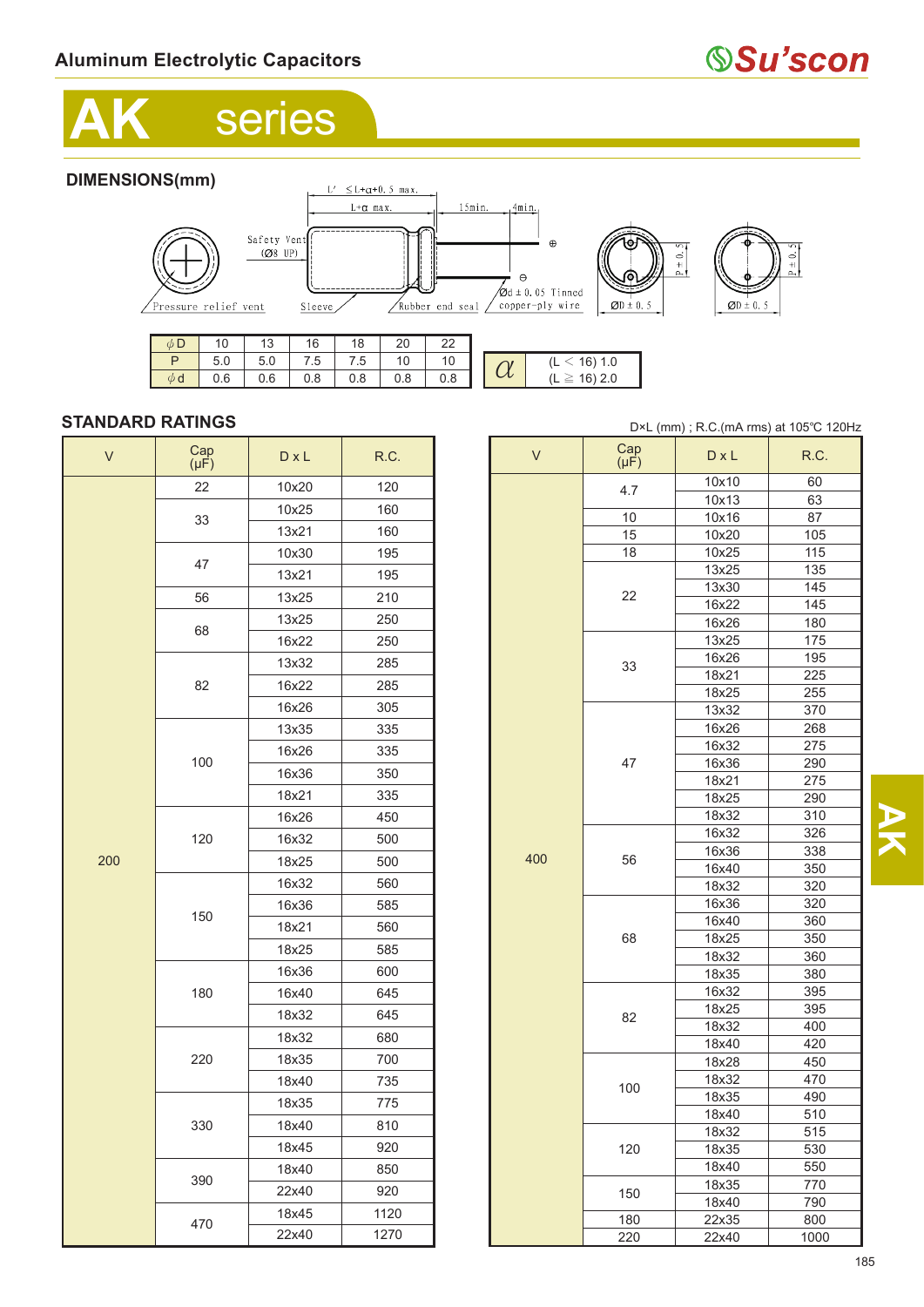Aluminum Electrolytic Capacitors

Su'scon

# AK series

## DIMENSIONS(mm)

L' ≤L+α+0.5 max.

L+α max.

15min.

4min.

Safety Vent (Ø8 UP)

Pressure relief vent

Sleeve

Rubber end seal

Ød ± 0.05 Tinned copper-ply wire

ØD ± 0.5

P ± 0.5

| φD | 10 | 13 | 16 | 18 | 20 | 22 |
|---|---|---|---|---|---|---|
| P | 5.0 | 5.0 | 7.5 | 7.5 | 10 | 10 |
| φd | 0.6 | 0.6 | 0.8 | 0.8 | 0.8 | 0.8 |

| α | |
|---|---|
| (L < 16) 1.0 | (L ≧ 16) 2.0 |

## STANDARD RATINGS

D×L (mm) ; R.C.(mA rms) at 105℃ 120Hz

| V | Cap (μF) | D x L | R.C. |
|---|---|---|---|
| 200 | 22 | 10x20 | 120 |
| | 33 | 10x25 | 160 |
| | | 13x21 | 160 |
| | 47 | 10x30 | 195 |
| | | 13x21 | 195 |
| | 56 | 13x25 | 210 |
| | 68 | 13x25 | 250 |
| | | 16x22 | 250 |
| | 82 | 13x32 | 285 |
| | | 16x22 | 285 |
| | | 16x26 | 305 |
| | 100 | 13x35 | 335 |
| | | 16x26 | 335 |
| | | 16x36 | 350 |
| | | 18x21 | 335 |
| | 120 | 16x26 | 450 |
| | | 16x32 | 500 |
| | | 18x25 | 500 |
| | 150 | 16x32 | 560 |
| | | 16x36 | 585 |
| | | 18x21 | 560 |
| | | 18x25 | 585 |
| | 180 | 16x36 | 600 |
| | | 16x40 | 645 |
| | | 18x32 | 645 |
| | 220 | 18x32 | 680 |
| | | 18x35 | 700 |
| | | 18x40 | 735 |
| | 330 | 18x35 | 775 |
| | | 18x40 | 810 |
| | | 18x45 | 920 |
| | 390 | 18x40 | 850 |
| | | 22x40 | 920 |
| | 470 | 18x45 | 1120 |
| | | 22x40 | 1270 |

| V | Cap (μF) | D x L | R.C. |
|---|---|---|---|
| 400 | 4.7 | 10x10 | 60 |
| | | 10x13 | 63 |
| | 10 | 10x16 | 87 |
| | 15 | 10x20 | 105 |
| | 18 | 10x25 | 115 |
| | 22 | 13x25 | 135 |
| | | 13x30 | 145 |
| | | 16x22 | 145 |
| | | 16x26 | 180 |
| | 33 | 13x25 | 175 |
| | | 16x26 | 195 |
| | | 18x21 | 225 |
| | | 18x25 | 255 |
| | 47 | 13x32 | 370 |
| | | 16x26 | 268 |
| | | 16x32 | 275 |
| | | 16x36 | 290 |
| | | 18x21 | 275 |
| | | 18x25 | 290 |
| | | 18x32 | 310 |
| | 56 | 16x32 | 326 |
| | | 16x36 | 338 |
| | | 16x40 | 350 |
| | | 18x32 | 320 |
| | 68 | 16x36 | 320 |
| | | 16x40 | 360 |
| | | 18x25 | 350 |
| | | 18x32 | 360 |
| | | 18x35 | 380 |
| | 82 | 16x32 | 395 |
| | | 18x25 | 395 |
| | | 18x32 | 400 |
| | | 18x40 | 420 |
| | 100 | 18x28 | 450 |
| | | 18x32 | 470 |
| | | 18x35 | 490 |
| | | 18x40 | 510 |
| | 120 | 18x32 | 515 |
| | | 18x35 | 530 |
| | | 18x40 | 550 |
| | 150 | 18x35 | 770 |
| | | 18x40 | 790 |
| | 180 | 22x35 | 800 |
| | 220 | 22x40 | 1000 |